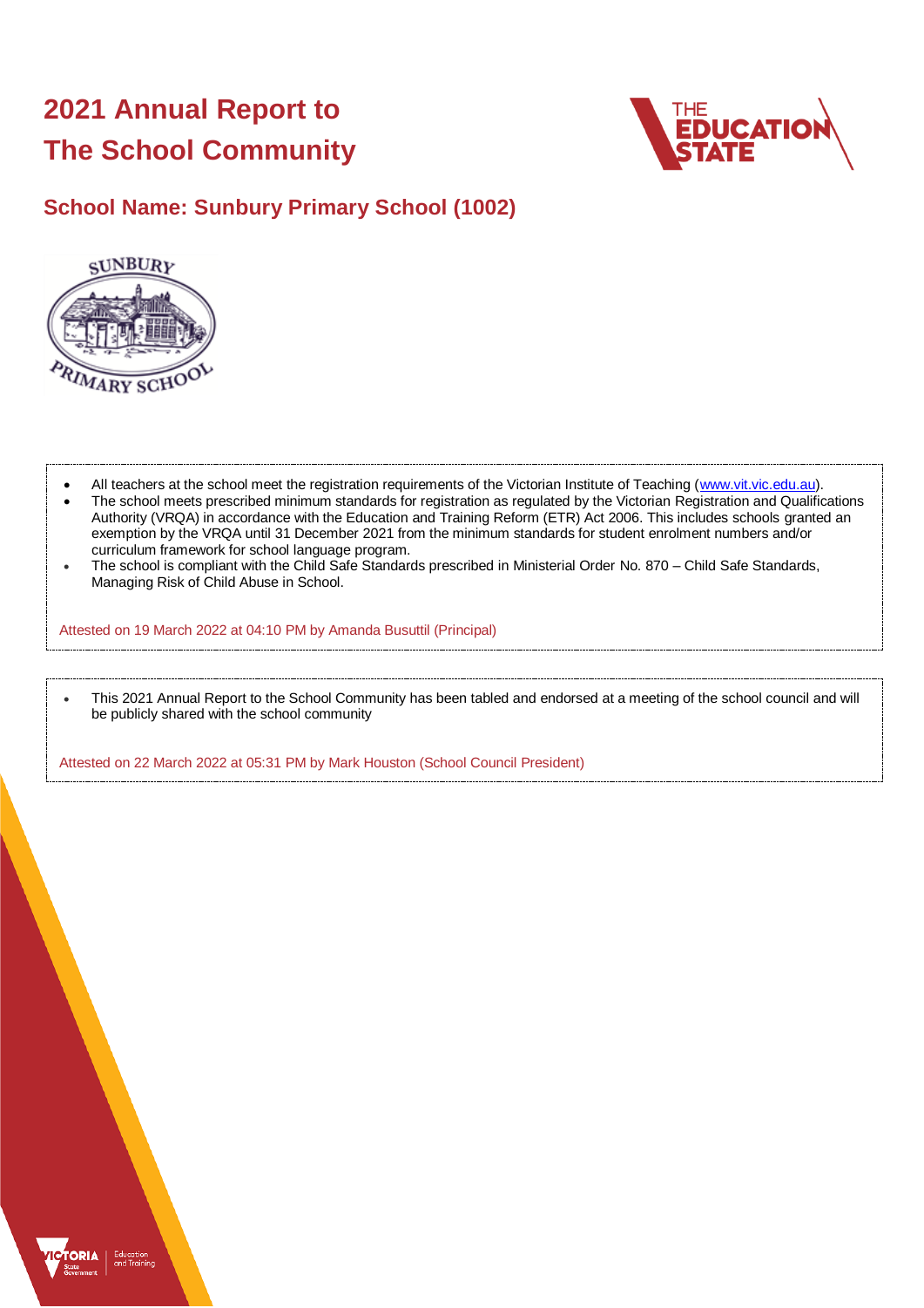# 2021 Annual Report to The School Community

## School Name: Sunbury Primary School (1002)

- All teachers at the school meet the registration requirements of the Victorian Institute of Teaching (www.vit.vic.edu.au).
- The school meets prescribed minimum standards for registration as regulated by the Victorian Registration and Qualifications Authority (VRQA) in accordance with the Education and Training Reform (ETR) Act 2006. This includes schools granted an exemption by the VRQA until 31 December 2021 from the minimum standards for student enrolment numbers and/or curriculum framework for school language program.
- The school is compliant with the Child Safe Standards prescribed in Ministerial Order No. 870 – Child Safe Standards, Managing Risk of Child Abuse in School.

Attested on 19 March 2022 at 04:10 PM by Amanda Busuttil (Principal)

- This 2021 Annual Report to the School Community has been tabled and endorsed at a meeting of the school council and will be publicly shared with the school community

Attested on 22 March 2022 at 05:31 PM by Mark Houston (School Council President)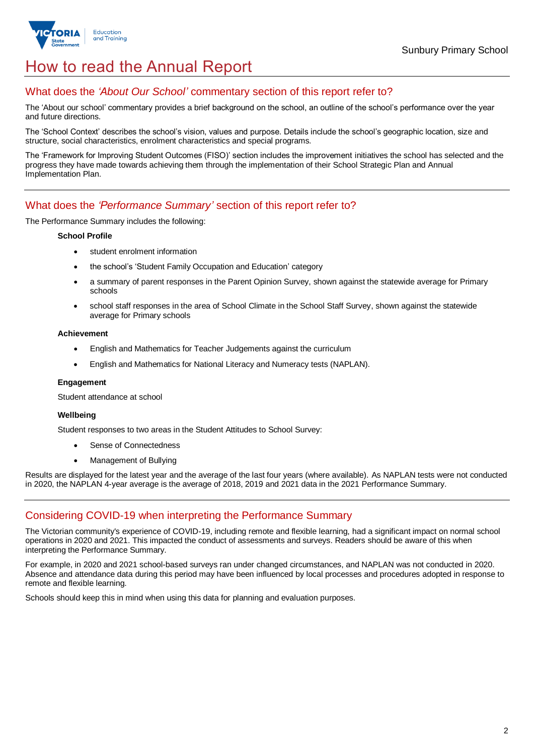# How to read the Annual Report

## What does the *'About Our School'* commentary section of this report refer to?

The 'About our school' commentary provides a brief background on the school, an outline of the school's performance over the year and future directions.

The 'School Context' describes the school's vision, values and purpose. Details include the school's geographic location, size and structure, social characteristics, enrolment characteristics and special programs.

The 'Framework for Improving Student Outcomes (FISO)' section includes the improvement initiatives the school has selected and the progress they have made towards achieving them through the implementation of their School Strategic Plan and Annual Implementation Plan.

## What does the *'Performance Summary'* section of this report refer to?

The Performance Summary includes the following:

**School Profile**

- student enrolment information
- the school's 'Student Family Occupation and Education' category
- a summary of parent responses in the Parent Opinion Survey, shown against the statewide average for Primary schools
- school staff responses in the area of School Climate in the School Staff Survey, shown against the statewide average for Primary schools

**Achievement**

- English and Mathematics for Teacher Judgements against the curriculum
- English and Mathematics for National Literacy and Numeracy tests (NAPLAN).

**Engagement**

Student attendance at school

**Wellbeing**

Student responses to two areas in the Student Attitudes to School Survey:

- Sense of Connectedness
- Management of Bullying

Results are displayed for the latest year and the average of the last four years (where available). As NAPLAN tests were not conducted in 2020, the NAPLAN 4-year average is the average of 2018, 2019 and 2021 data in the 2021 Performance Summary.

## Considering COVID-19 when interpreting the Performance Summary

The Victorian community's experience of COVID-19, including remote and flexible learning, had a significant impact on normal school operations in 2020 and 2021. This impacted the conduct of assessments and surveys. Readers should be aware of this when interpreting the Performance Summary.

For example, in 2020 and 2021 school-based surveys ran under changed circumstances, and NAPLAN was not conducted in 2020. Absence and attendance data during this period may have been influenced by local processes and procedures adopted in response to remote and flexible learning.

Schools should keep this in mind when using this data for planning and evaluation purposes.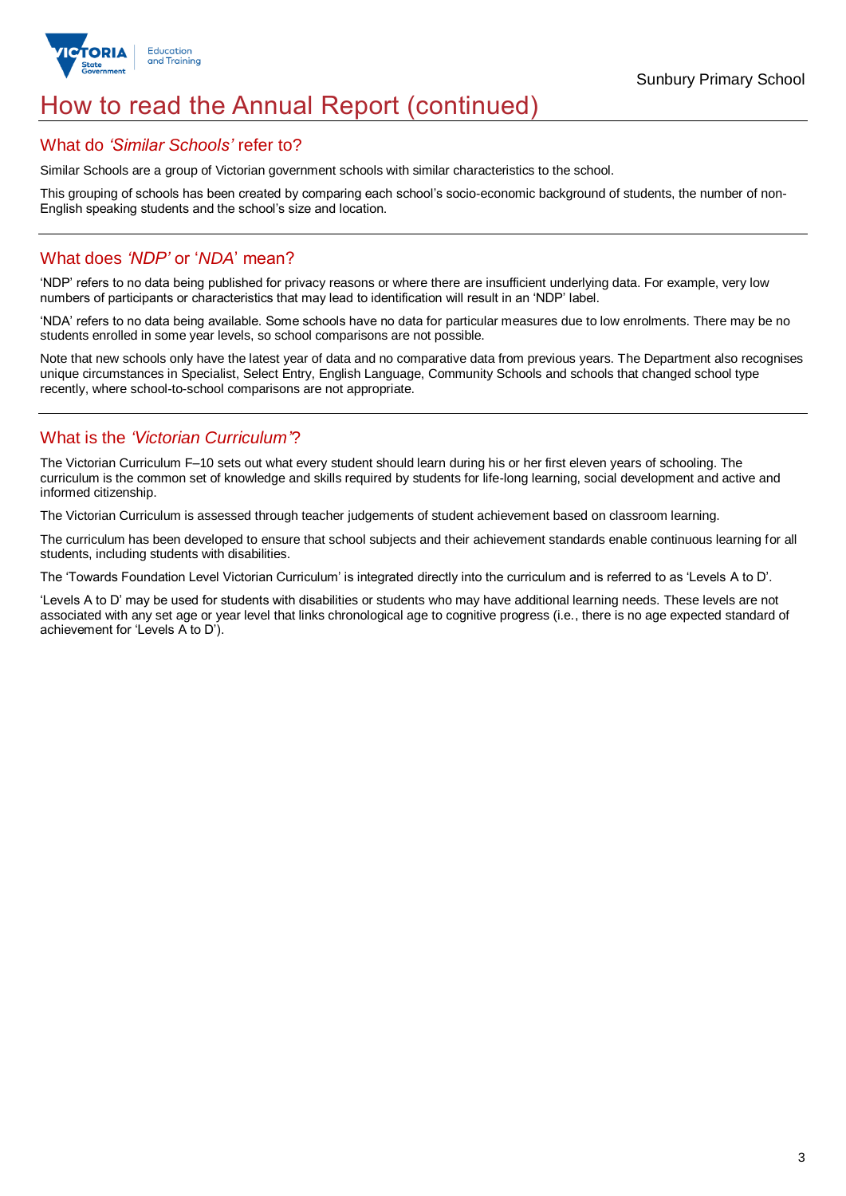# How to read the Annual Report (continued)

## What do *'Similar Schools'* refer to?

Similar Schools are a group of Victorian government schools with similar characteristics to the school.

This grouping of schools has been created by comparing each school's socio-economic background of students, the number of non-English speaking students and the school's size and location.

## What does *'NDP'* or '*NDA*' mean?

'NDP' refers to no data being published for privacy reasons or where there are insufficient underlying data. For example, very low numbers of participants or characteristics that may lead to identification will result in an 'NDP' label.

'NDA' refers to no data being available. Some schools have no data for particular measures due to low enrolments. There may be no students enrolled in some year levels, so school comparisons are not possible.

Note that new schools only have the latest year of data and no comparative data from previous years. The Department also recognises unique circumstances in Specialist, Select Entry, English Language, Community Schools and schools that changed school type recently, where school-to-school comparisons are not appropriate.

## What is the *'Victorian Curriculum'*?

The Victorian Curriculum F–10 sets out what every student should learn during his or her first eleven years of schooling. The curriculum is the common set of knowledge and skills required by students for life-long learning, social development and active and informed citizenship.

The Victorian Curriculum is assessed through teacher judgements of student achievement based on classroom learning.

The curriculum has been developed to ensure that school subjects and their achievement standards enable continuous learning for all students, including students with disabilities.

The 'Towards Foundation Level Victorian Curriculum' is integrated directly into the curriculum and is referred to as 'Levels A to D'.

'Levels A to D' may be used for students with disabilities or students who may have additional learning needs. These levels are not associated with any set age or year level that links chronological age to cognitive progress (i.e., there is no age expected standard of achievement for 'Levels A to D').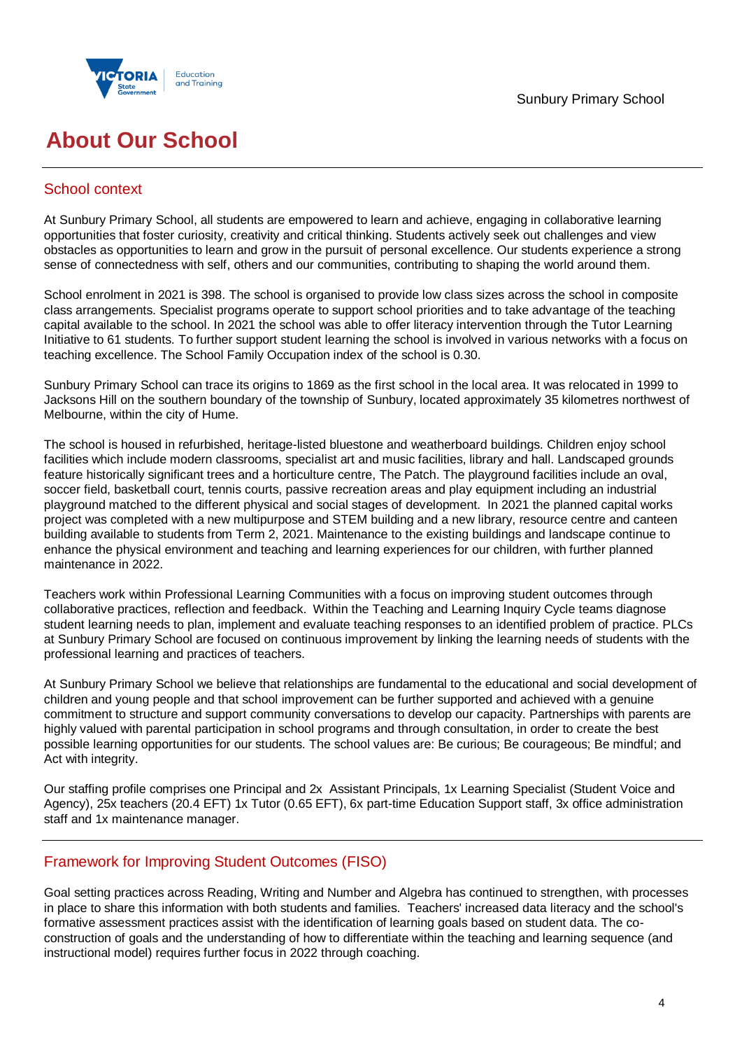# About Our School

## School context

At Sunbury Primary School, all students are empowered to learn and achieve, engaging in collaborative learning opportunities that foster curiosity, creativity and critical thinking. Students actively seek out challenges and view obstacles as opportunities to learn and grow in the pursuit of personal excellence. Our students experience a strong sense of connectedness with self, others and our communities, contributing to shaping the world around them.

School enrolment in 2021 is 398. The school is organised to provide low class sizes across the school in composite class arrangements. Specialist programs operate to support school priorities and to take advantage of the teaching capital available to the school. In 2021 the school was able to offer literacy intervention through the Tutor Learning Initiative to 61 students. To further support student learning the school is involved in various networks with a focus on teaching excellence. The School Family Occupation index of the school is 0.30.

Sunbury Primary School can trace its origins to 1869 as the first school in the local area. It was relocated in 1999 to Jacksons Hill on the southern boundary of the township of Sunbury, located approximately 35 kilometres northwest of Melbourne, within the city of Hume.

The school is housed in refurbished, heritage-listed bluestone and weatherboard buildings. Children enjoy school facilities which include modern classrooms, specialist art and music facilities, library and hall. Landscaped grounds feature historically significant trees and a horticulture centre, The Patch. The playground facilities include an oval, soccer field, basketball court, tennis courts, passive recreation areas and play equipment including an industrial playground matched to the different physical and social stages of development. In 2021 the planned capital works project was completed with a new multipurpose and STEM building and a new library, resource centre and canteen building available to students from Term 2, 2021. Maintenance to the existing buildings and landscape continue to enhance the physical environment and teaching and learning experiences for our children, with further planned maintenance in 2022.

Teachers work within Professional Learning Communities with a focus on improving student outcomes through collaborative practices, reflection and feedback. Within the Teaching and Learning Inquiry Cycle teams diagnose student learning needs to plan, implement and evaluate teaching responses to an identified problem of practice. PLCs at Sunbury Primary School are focused on continuous improvement by linking the learning needs of students with the professional learning and practices of teachers.

At Sunbury Primary School we believe that relationships are fundamental to the educational and social development of children and young people and that school improvement can be further supported and achieved with a genuine commitment to structure and support community conversations to develop our capacity. Partnerships with parents are highly valued with parental participation in school programs and through consultation, in order to create the best possible learning opportunities for our students. The school values are: Be curious; Be courageous; Be mindful; and Act with integrity.

Our staffing profile comprises one Principal and 2x Assistant Principals, 1x Learning Specialist (Student Voice and Agency), 25x teachers (20.4 EFT) 1x Tutor (0.65 EFT), 6x part-time Education Support staff, 3x office administration staff and 1x maintenance manager.

## Framework for Improving Student Outcomes (FISO)

Goal setting practices across Reading, Writing and Number and Algebra has continued to strengthen, with processes in place to share this information with both students and families. Teachers' increased data literacy and the school's formative assessment practices assist with the identification of learning goals based on student data. The co-construction of goals and the understanding of how to differentiate within the teaching and learning sequence (and instructional model) requires further focus in 2022 through coaching.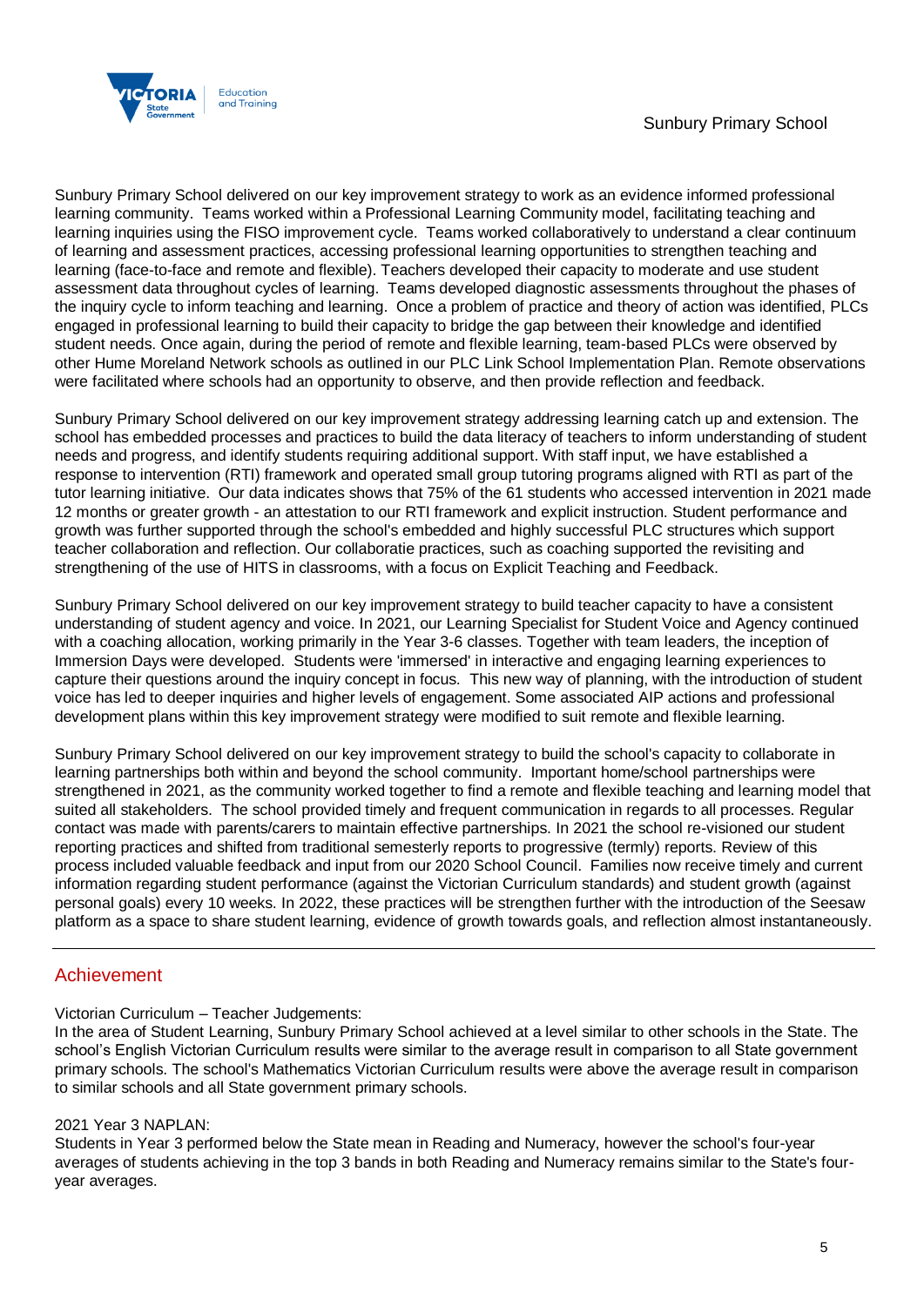Sunbury Primary School delivered on our key improvement strategy to work as an evidence informed professional learning community. Teams worked within a Professional Learning Community model, facilitating teaching and learning inquiries using the FISO improvement cycle. Teams worked collaboratively to understand a clear continuum of learning and assessment practices, accessing professional learning opportunities to strengthen teaching and learning (face-to-face and remote and flexible). Teachers developed their capacity to moderate and use student assessment data throughout cycles of learning. Teams developed diagnostic assessments throughout the phases of the inquiry cycle to inform teaching and learning. Once a problem of practice and theory of action was identified, PLCs engaged in professional learning to build their capacity to bridge the gap between their knowledge and identified student needs. Once again, during the period of remote and flexible learning, team-based PLCs were observed by other Hume Moreland Network schools as outlined in our PLC Link School Implementation Plan. Remote observations were facilitated where schools had an opportunity to observe, and then provide reflection and feedback.

Sunbury Primary School delivered on our key improvement strategy addressing learning catch up and extension. The school has embedded processes and practices to build the data literacy of teachers to inform understanding of student needs and progress, and identify students requiring additional support. With staff input, we have established a response to intervention (RTI) framework and operated small group tutoring programs aligned with RTI as part of the tutor learning initiative. Our data indicates shows that 75% of the 61 students who accessed intervention in 2021 made 12 months or greater growth - an attestation to our RTI framework and explicit instruction. Student performance and growth was further supported through the school's embedded and highly successful PLC structures which support teacher collaboration and reflection. Our collaboratie practices, such as coaching supported the revisiting and strengthening of the use of HITS in classrooms, with a focus on Explicit Teaching and Feedback.

Sunbury Primary School delivered on our key improvement strategy to build teacher capacity to have a consistent understanding of student agency and voice. In 2021, our Learning Specialist for Student Voice and Agency continued with a coaching allocation, working primarily in the Year 3-6 classes. Together with team leaders, the inception of Immersion Days were developed. Students were 'immersed' in interactive and engaging learning experiences to capture their questions around the inquiry concept in focus. This new way of planning, with the introduction of student voice has led to deeper inquiries and higher levels of engagement. Some associated AIP actions and professional development plans within this key improvement strategy were modified to suit remote and flexible learning.

Sunbury Primary School delivered on our key improvement strategy to build the school's capacity to collaborate in learning partnerships both within and beyond the school community. Important home/school partnerships were strengthened in 2021, as the community worked together to find a remote and flexible teaching and learning model that suited all stakeholders. The school provided timely and frequent communication in regards to all processes. Regular contact was made with parents/carers to maintain effective partnerships. In 2021 the school re-visioned our student reporting practices and shifted from traditional semesterly reports to progressive (termly) reports. Review of this process included valuable feedback and input from our 2020 School Council. Families now receive timely and current information regarding student performance (against the Victorian Curriculum standards) and student growth (against personal goals) every 10 weeks. In 2022, these practices will be strengthen further with the introduction of the Seesaw platform as a space to share student learning, evidence of growth towards goals, and reflection almost instantaneously.

---

## Achievement

Victorian Curriculum – Teacher Judgements:
In the area of Student Learning, Sunbury Primary School achieved at a level similar to other schools in the State. The school's English Victorian Curriculum results were similar to the average result in comparison to all State government primary schools. The school's Mathematics Victorian Curriculum results were above the average result in comparison to similar schools and all State government primary schools.

2021 Year 3 NAPLAN:
Students in Year 3 performed below the State mean in Reading and Numeracy, however the school's four-year averages of students achieving in the top 3 bands in both Reading and Numeracy remains similar to the State's four-year averages.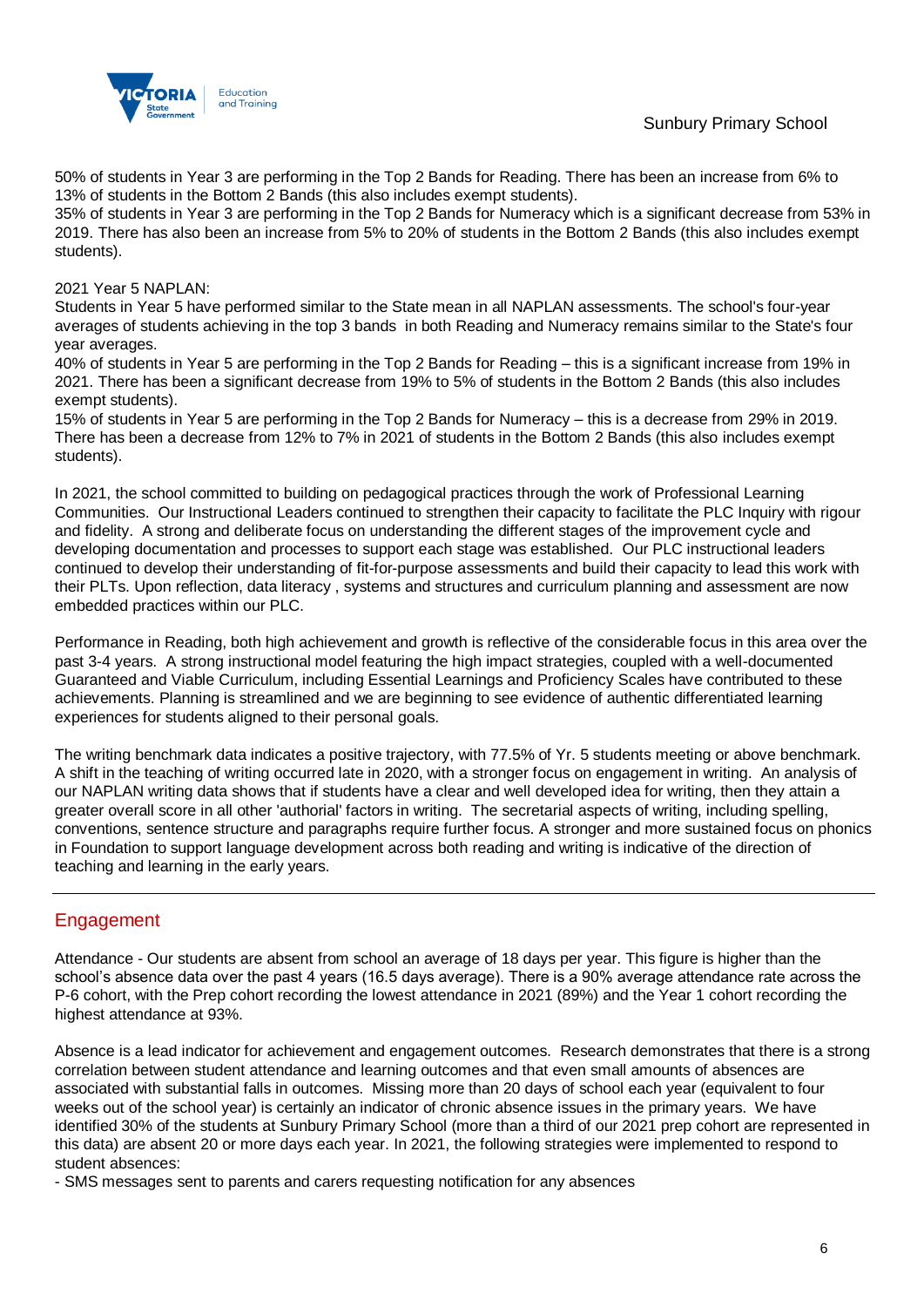50% of students in Year 3 are performing in the Top 2 Bands for Reading. There has been an increase from 6% to 13% of students in the Bottom 2 Bands (this also includes exempt students).
35% of students in Year 3 are performing in the Top 2 Bands for Numeracy which is a significant decrease from 53% in 2019. There has also been an increase from 5% to 20% of students in the Bottom 2 Bands (this also includes exempt students).

2021 Year 5 NAPLAN:
Students in Year 5 have performed similar to the State mean in all NAPLAN assessments. The school's four-year averages of students achieving in the top 3 bands in both Reading and Numeracy remains similar to the State's four year averages.
40% of students in Year 5 are performing in the Top 2 Bands for Reading – this is a significant increase from 19% in 2021. There has been a significant decrease from 19% to 5% of students in the Bottom 2 Bands (this also includes exempt students).
15% of students in Year 5 are performing in the Top 2 Bands for Numeracy – this is a decrease from 29% in 2019. There has been a decrease from 12% to 7% in 2021 of students in the Bottom 2 Bands (this also includes exempt students).

In 2021, the school committed to building on pedagogical practices through the work of Professional Learning Communities. Our Instructional Leaders continued to strengthen their capacity to facilitate the PLC Inquiry with rigour and fidelity. A strong and deliberate focus on understanding the different stages of the improvement cycle and developing documentation and processes to support each stage was established. Our PLC instructional leaders continued to develop their understanding of fit-for-purpose assessments and build their capacity to lead this work with their PLTs. Upon reflection, data literacy , systems and structures and curriculum planning and assessment are now embedded practices within our PLC.

Performance in Reading, both high achievement and growth is reflective of the considerable focus in this area over the past 3-4 years. A strong instructional model featuring the high impact strategies, coupled with a well-documented Guaranteed and Viable Curriculum, including Essential Learnings and Proficiency Scales have contributed to these achievements. Planning is streamlined and we are beginning to see evidence of authentic differentiated learning experiences for students aligned to their personal goals.

The writing benchmark data indicates a positive trajectory, with 77.5% of Yr. 5 students meeting or above benchmark. A shift in the teaching of writing occurred late in 2020, with a stronger focus on engagement in writing. An analysis of our NAPLAN writing data shows that if students have a clear and well developed idea for writing, then they attain a greater overall score in all other 'authorial' factors in writing. The secretarial aspects of writing, including spelling, conventions, sentence structure and paragraphs require further focus. A stronger and more sustained focus on phonics in Foundation to support language development across both reading and writing is indicative of the direction of teaching and learning in the early years.

## Engagement

Attendance - Our students are absent from school an average of 18 days per year. This figure is higher than the school's absence data over the past 4 years (16.5 days average). There is a 90% average attendance rate across the P-6 cohort, with the Prep cohort recording the lowest attendance in 2021 (89%) and the Year 1 cohort recording the highest attendance at 93%.

Absence is a lead indicator for achievement and engagement outcomes. Research demonstrates that there is a strong correlation between student attendance and learning outcomes and that even small amounts of absences are associated with substantial falls in outcomes. Missing more than 20 days of school each year (equivalent to four weeks out of the school year) is certainly an indicator of chronic absence issues in the primary years. We have identified 30% of the students at Sunbury Primary School (more than a third of our 2021 prep cohort are represented in this data) are absent 20 or more days each year. In 2021, the following strategies were implemented to respond to student absences:
- SMS messages sent to parents and carers requesting notification for any absences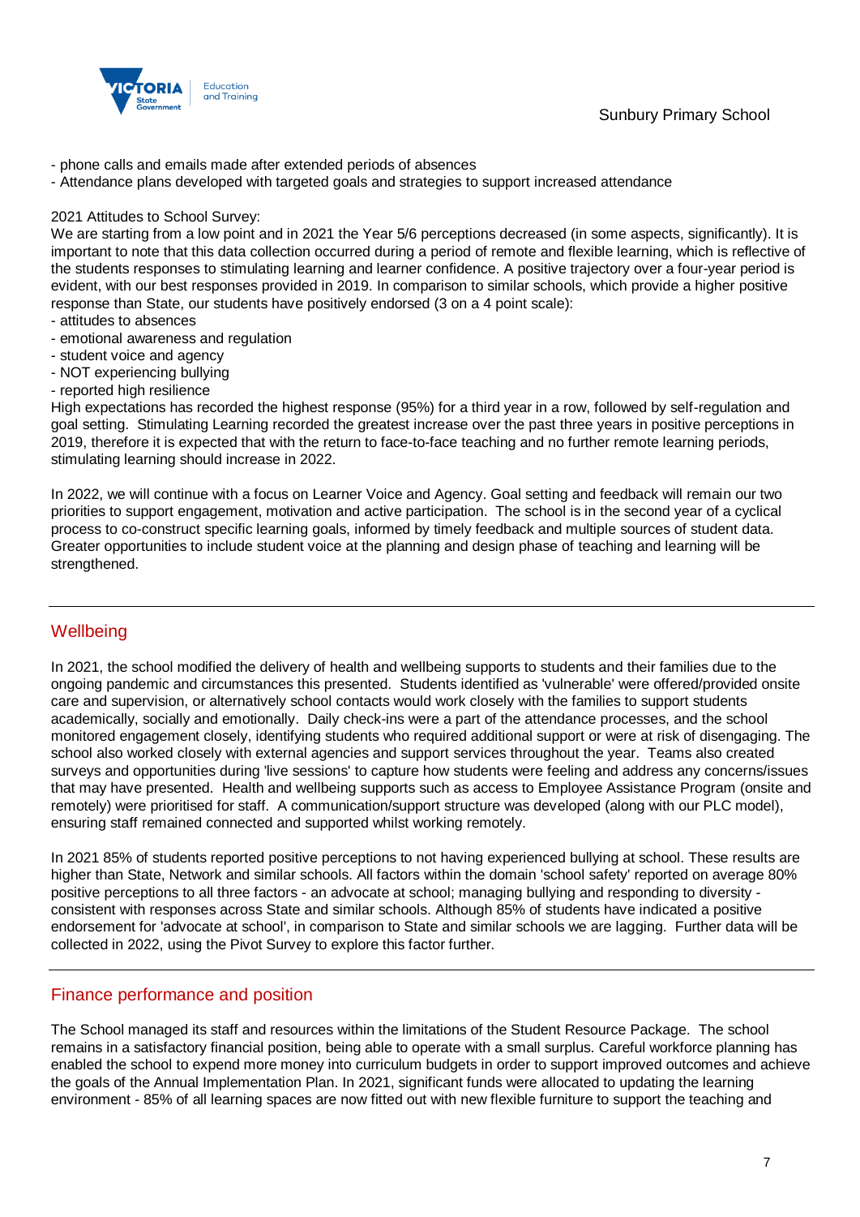- phone calls and emails made after extended periods of absences
- Attendance plans developed with targeted goals and strategies to support increased attendance

2021 Attitudes to School Survey:
We are starting from a low point and in 2021 the Year 5/6 perceptions decreased (in some aspects, significantly). It is important to note that this data collection occurred during a period of remote and flexible learning, which is reflective of the students responses to stimulating learning and learner confidence. A positive trajectory over a four-year period is evident, with our best responses provided in 2019. In comparison to similar schools, which provide a higher positive response than State, our students have positively endorsed (3 on a 4 point scale):
- attitudes to absences
- emotional awareness and regulation
- student voice and agency
- NOT experiencing bullying
- reported high resilience

High expectations has recorded the highest response (95%) for a third year in a row, followed by self-regulation and goal setting. Stimulating Learning recorded the greatest increase over the past three years in positive perceptions in 2019, therefore it is expected that with the return to face-to-face teaching and no further remote learning periods, stimulating learning should increase in 2022.

In 2022, we will continue with a focus on Learner Voice and Agency. Goal setting and feedback will remain our two priorities to support engagement, motivation and active participation. The school is in the second year of a cyclical process to co-construct specific learning goals, informed by timely feedback and multiple sources of student data. Greater opportunities to include student voice at the planning and design phase of teaching and learning will be strengthened.

## Wellbeing

In 2021, the school modified the delivery of health and wellbeing supports to students and their families due to the ongoing pandemic and circumstances this presented. Students identified as 'vulnerable' were offered/provided onsite care and supervision, or alternatively school contacts would work closely with the families to support students academically, socially and emotionally. Daily check-ins were a part of the attendance processes, and the school monitored engagement closely, identifying students who required additional support or were at risk of disengaging. The school also worked closely with external agencies and support services throughout the year. Teams also created surveys and opportunities during 'live sessions' to capture how students were feeling and address any concerns/issues that may have presented. Health and wellbeing supports such as access to Employee Assistance Program (onsite and remotely) were prioritised for staff. A communication/support structure was developed (along with our PLC model), ensuring staff remained connected and supported whilst working remotely.

In 2021 85% of students reported positive perceptions to not having experienced bullying at school. These results are higher than State, Network and similar schools. All factors within the domain 'school safety' reported on average 80% positive perceptions to all three factors - an advocate at school; managing bullying and responding to diversity - consistent with responses across State and similar schools. Although 85% of students have indicated a positive endorsement for 'advocate at school', in comparison to State and similar schools we are lagging. Further data will be collected in 2022, using the Pivot Survey to explore this factor further.

## Finance performance and position

The School managed its staff and resources within the limitations of the Student Resource Package. The school remains in a satisfactory financial position, being able to operate with a small surplus. Careful workforce planning has enabled the school to expend more money into curriculum budgets in order to support improved outcomes and achieve the goals of the Annual Implementation Plan. In 2021, significant funds were allocated to updating the learning environment - 85% of all learning spaces are now fitted out with new flexible furniture to support the teaching and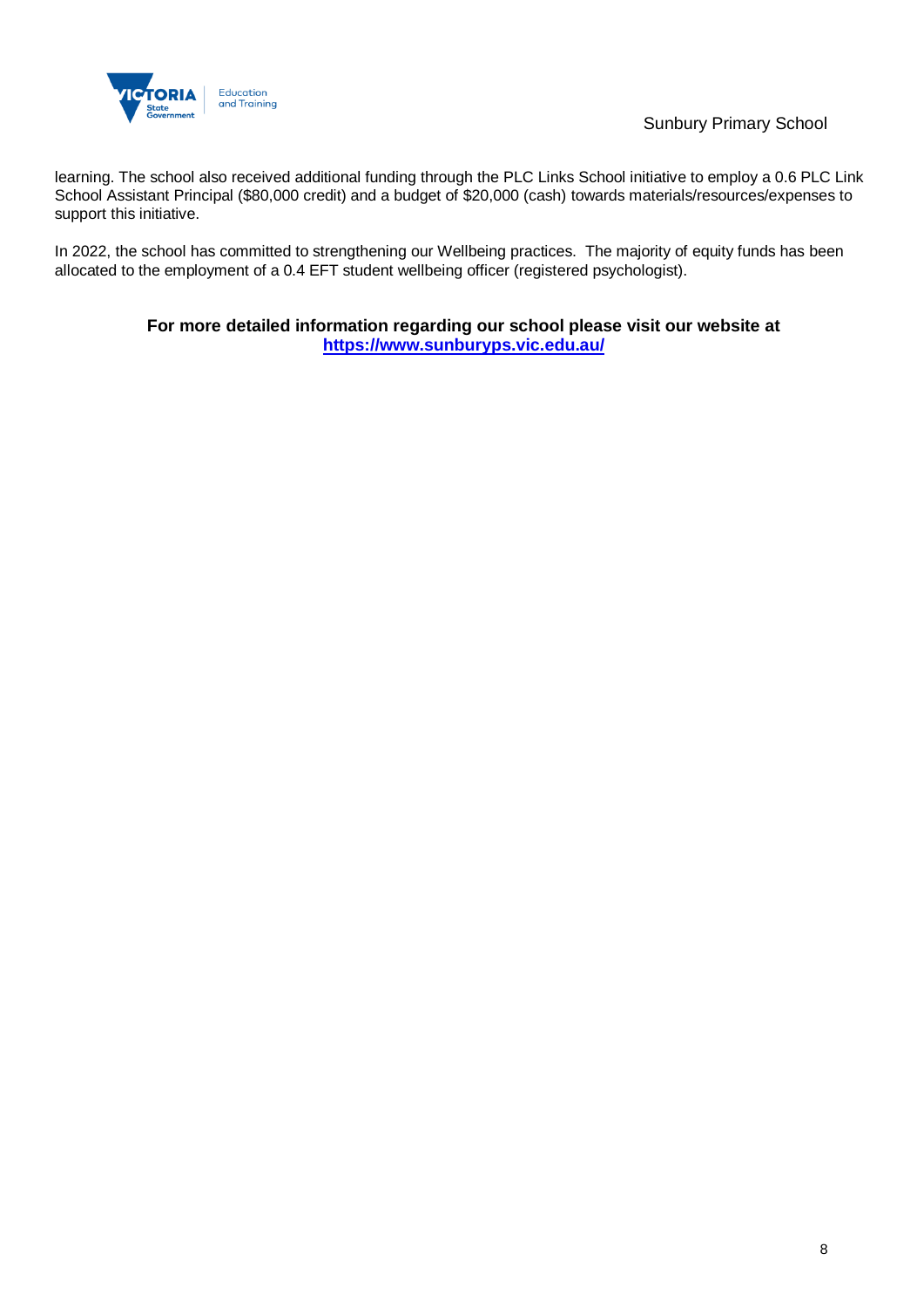learning. The school also received additional funding through the PLC Links School initiative to employ a 0.6 PLC Link School Assistant Principal ($80,000 credit) and a budget of $20,000 (cash) towards materials/resources/expenses to support this initiative.

In 2022, the school has committed to strengthening our Wellbeing practices.  The majority of equity funds has been allocated to the employment of a 0.4 EFT student wellbeing officer (registered psychologist).

**For more detailed information regarding our school please visit our website at**
**[https://www.sunburyps.vic.edu.au/](https://www.sunburyps.vic.edu.au/)**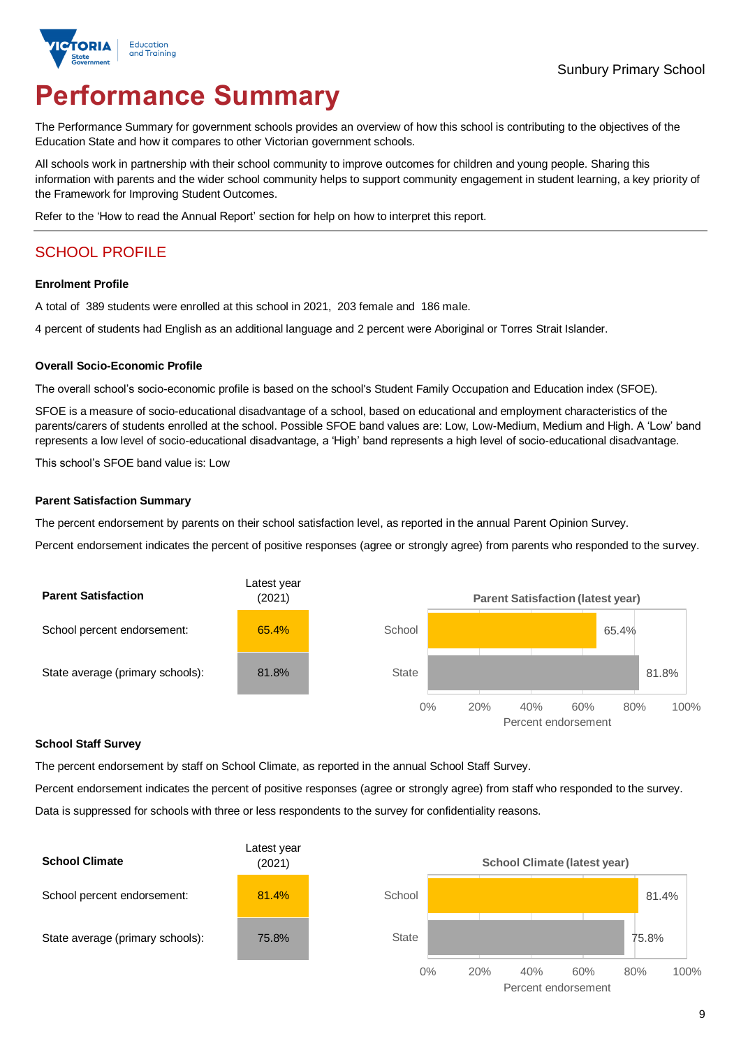Sunbury Primary School

# Performance Summary

The Performance Summary for government schools provides an overview of how this school is contributing to the objectives of the Education State and how it compares to other Victorian government schools.

All schools work in partnership with their school community to improve outcomes for children and young people. Sharing this information with parents and the wider school community helps to support community engagement in student learning, a key priority of the Framework for Improving Student Outcomes.

Refer to the 'How to read the Annual Report' section for help on how to interpret this report.

## SCHOOL PROFILE

### Enrolment Profile

A total of 389 students were enrolled at this school in 2021, 203 female and 186 male.

4 percent of students had English as an additional language and 2 percent were Aboriginal or Torres Strait Islander.

### Overall Socio-Economic Profile

The overall school's socio-economic profile is based on the school's Student Family Occupation and Education index (SFOE).

SFOE is a measure of socio-educational disadvantage of a school, based on educational and employment characteristics of the parents/carers of students enrolled at the school. Possible SFOE band values are: Low, Low-Medium, Medium and High. A 'Low' band represents a low level of socio-educational disadvantage, a 'High' band represents a high level of socio-educational disadvantage.

This school's SFOE band value is: Low

### Parent Satisfaction Summary

The percent endorsement by parents on their school satisfaction level, as reported in the annual Parent Opinion Survey.

Percent endorsement indicates the percent of positive responses (agree or strongly agree) from parents who responded to the survey.

| Parent Satisfaction | Latest year (2021) |
|---|---|
| School percent endorsement: | 65.4% |
| State average (primary schools): | 81.8% |

### School Staff Survey

The percent endorsement by staff on School Climate, as reported in the annual School Staff Survey.

Percent endorsement indicates the percent of positive responses (agree or strongly agree) from staff who responded to the survey.

Data is suppressed for schools with three or less respondents to the survey for confidentiality reasons.

| School Climate | Latest year (2021) |
|---|---|
| School percent endorsement: | 81.4% |
| State average (primary schools): | 75.8% |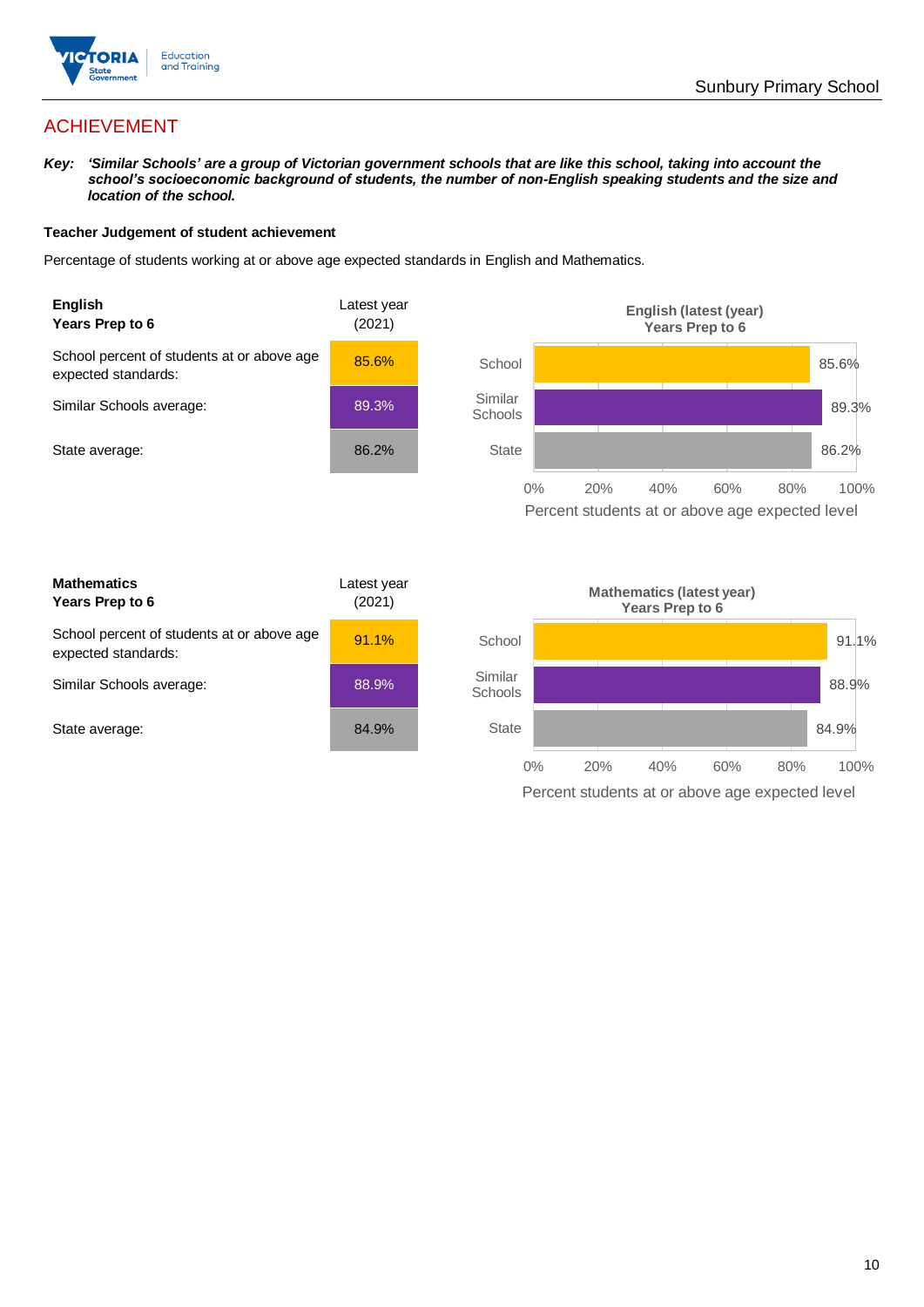## ACHIEVEMENT

***Key:** 'Similar Schools' are a group of Victorian government schools that are like this school, taking into account the school's socioeconomic background of students, the number of non-English speaking students and the size and location of the school.*

**Teacher Judgement of student achievement**

Percentage of students working at or above age expected standards in English and Mathematics.

| **English** **Years Prep to 6** | Latest year (2021) |
| --- | --- |
| School percent of students at or above age expected standards: | 85.6% |
| Similar Schools average: | 89.3% |
| State average: | 86.2% |

**English (latest (year) Years Prep to 6**

| | Percent students at or above age expected level |
| --- | --- |
| School | 85.6% |
| Similar Schools | 89.3% |
| State | 86.2% |

| **Mathematics** **Years Prep to 6** | Latest year (2021) |
| --- | --- |
| School percent of students at or above age expected standards: | 91.1% |
| Similar Schools average: | 88.9% |
| State average: | 84.9% |

**Mathematics (latest year) Years Prep to 6**

| | Percent students at or above age expected level |
| --- | --- |
| School | 91.1% |
| Similar Schools | 88.9% |
| State | 84.9% |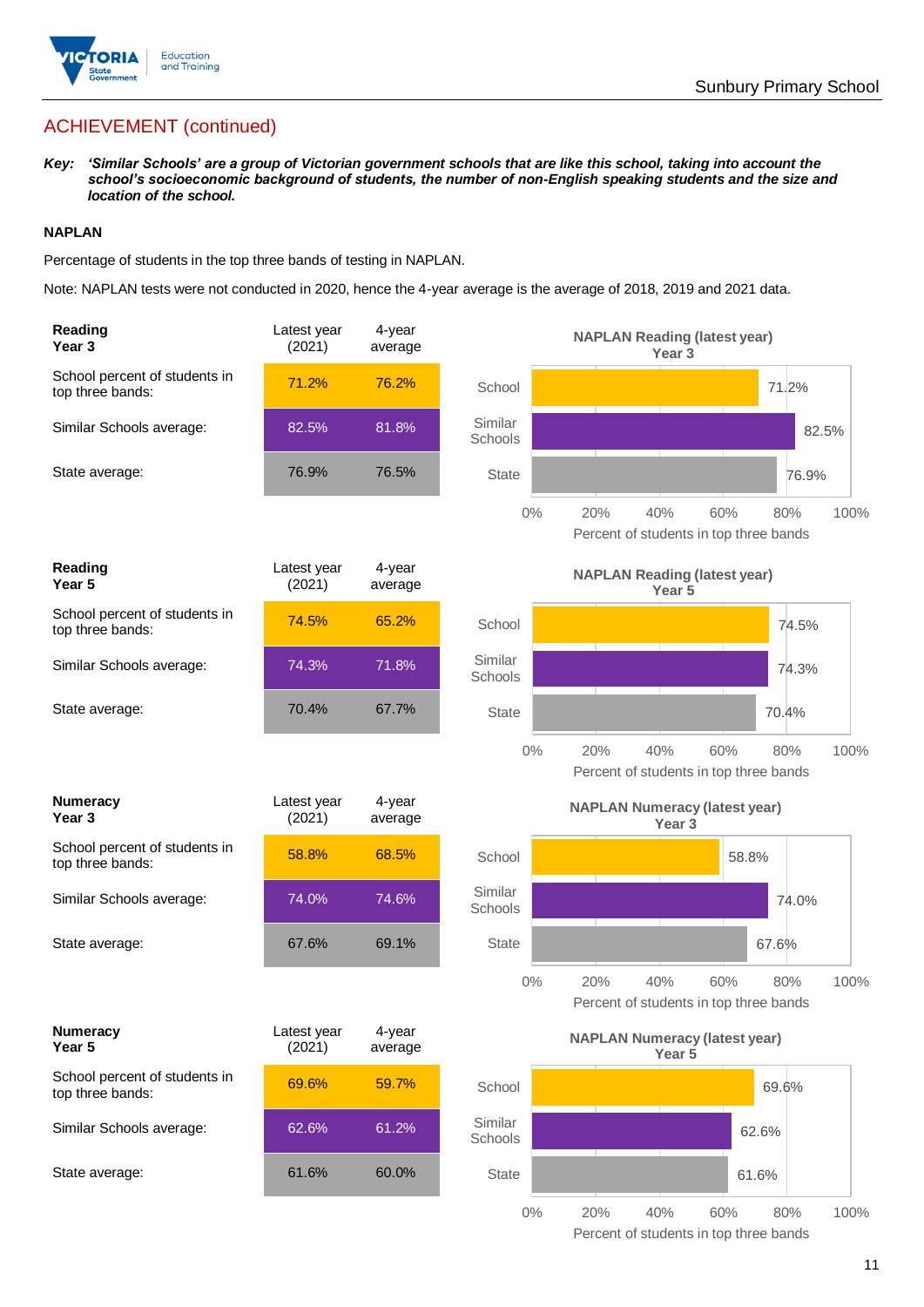## ACHIEVEMENT (continued)

***Key:*** ***'Similar Schools' are a group of Victorian government schools that are like this school, taking into account the school's socioeconomic background of students, the number of non-English speaking students and the size and location of the school.***

**NAPLAN**

Percentage of students in the top three bands of testing in NAPLAN.

Note: NAPLAN tests were not conducted in 2020, hence the 4-year average is the average of 2018, 2019 and 2021 data.

| **Reading Year 3** | Latest year (2021) | 4-year average |
|---|---|---|
| School percent of students in top three bands: | 71.2% | 76.2% |
| Similar Schools average: | 82.5% | 81.8% |
| State average: | 76.9% | 76.5% |

**NAPLAN Reading (latest year) Year 3**

| | Percent of students in top three bands |
|---|---|
| School | 71.2% |
| Similar Schools | 82.5% |
| State | 76.9% |

| **Reading Year 5** | Latest year (2021) | 4-year average |
|---|---|---|
| School percent of students in top three bands: | 74.5% | 65.2% |
| Similar Schools average: | 74.3% | 71.8% |
| State average: | 70.4% | 67.7% |

**NAPLAN Reading (latest year) Year 5**

| | Percent of students in top three bands |
|---|---|
| School | 74.5% |
| Similar Schools | 74.3% |
| State | 70.4% |

| **Numeracy Year 3** | Latest year (2021) | 4-year average |
|---|---|---|
| School percent of students in top three bands: | 58.8% | 68.5% |
| Similar Schools average: | 74.0% | 74.6% |
| State average: | 67.6% | 69.1% |

**NAPLAN Numeracy (latest year) Year 3**

| | Percent of students in top three bands |
|---|---|
| School | 58.8% |
| Similar Schools | 74.0% |
| State | 67.6% |

| **Numeracy Year 5** | Latest year (2021) | 4-year average |
|---|---|---|
| School percent of students in top three bands: | 69.6% | 59.7% |
| Similar Schools average: | 62.6% | 61.2% |
| State average: | 61.6% | 60.0% |

**NAPLAN Numeracy (latest year) Year 5**

| | Percent of students in top three bands |
|---|---|
| School | 69.6% |
| Similar Schools | 62.6% |
| State | 61.6% |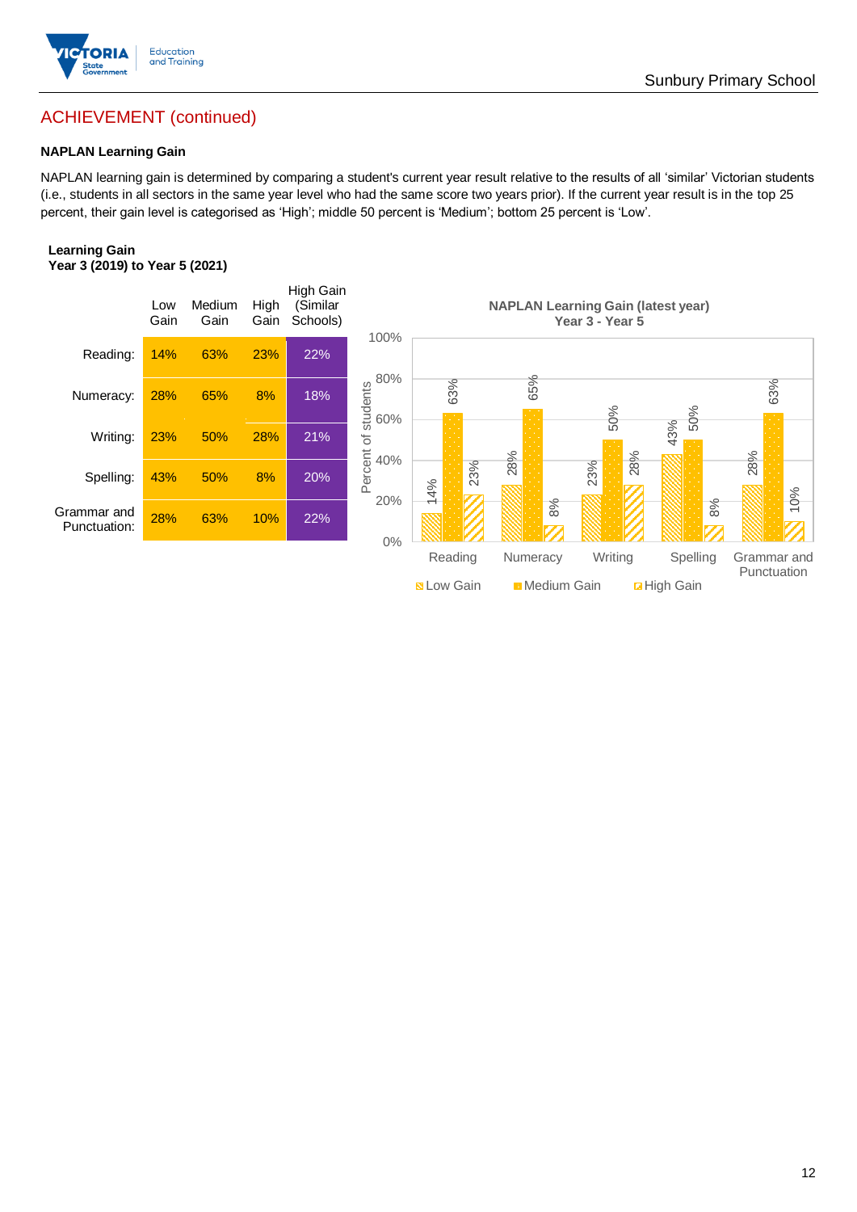## ACHIEVEMENT (continued)

### NAPLAN Learning Gain

NAPLAN learning gain is determined by comparing a student's current year result relative to the results of all 'similar' Victorian students (i.e., students in all sectors in the same year level who had the same score two years prior). If the current year result is in the top 25 percent, their gain level is categorised as 'High'; middle 50 percent is 'Medium'; bottom 25 percent is 'Low'.

**Learning Gain**
**Year 3 (2019) to Year 5 (2021)**

| | Low Gain | Medium Gain | High Gain | High Gain (Similar Schools) |
|---|---|---|---|---|
| Reading: | 14% | 63% | 23% | 22% |
| Numeracy: | 28% | 65% | 8% | 18% |
| Writing: | 23% | 50% | 28% | 21% |
| Spelling: | 43% | 50% | 8% | 20% |
| Grammar and Punctuation: | 28% | 63% | 10% | 22% |

**NAPLAN Learning Gain (latest year)**
**Year 3 - Year 5**

| | Low Gain | Medium Gain | High Gain |
|---|---|---|---|
| Reading | 14% | 63% | 23% |
| Numeracy | 28% | 65% | 8% |
| Writing | 23% | 50% | 28% |
| Spelling | 43% | 50% | 8% |
| Grammar and Punctuation | 28% | 63% | 10% |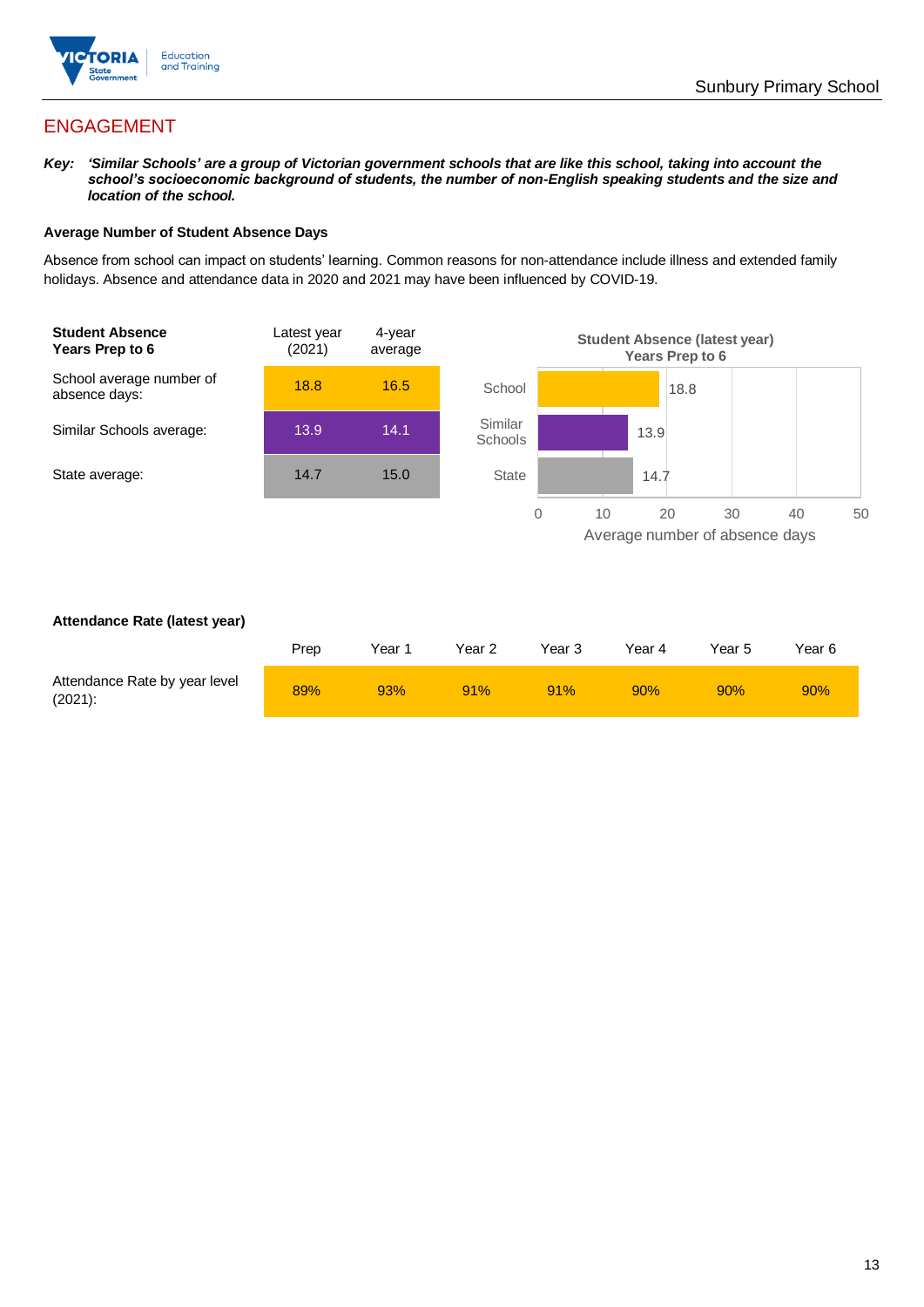## ENGAGEMENT

***Key:*** ***'Similar Schools' are a group of Victorian government schools that are like this school, taking into account the school's socioeconomic background of students, the number of non-English speaking students and the size and location of the school.***

**Average Number of Student Absence Days**

Absence from school can impact on students' learning. Common reasons for non-attendance include illness and extended family holidays. Absence and attendance data in 2020 and 2021 may have been influenced by COVID-19.

| **Student Absence Years Prep to 6** | Latest year (2021) | 4-year average |
|---|---|---|
| School average number of absence days: | 18.8 | 16.5 |
| Similar Schools average: | 13.9 | 14.1 |
| State average: | 14.7 | 15.0 |

**Student Absence (latest year) Years Prep to 6**

| | Average number of absence days |
|---|---|
| School | 18.8 |
| Similar Schools | 13.9 |
| State | 14.7 |

**Attendance Rate (latest year)**

| | Prep | Year 1 | Year 2 | Year 3 | Year 4 | Year 5 | Year 6 |
|---|---|---|---|---|---|---|---|
| Attendance Rate by year level (2021): | 89% | 93% | 91% | 91% | 90% | 90% | 90% |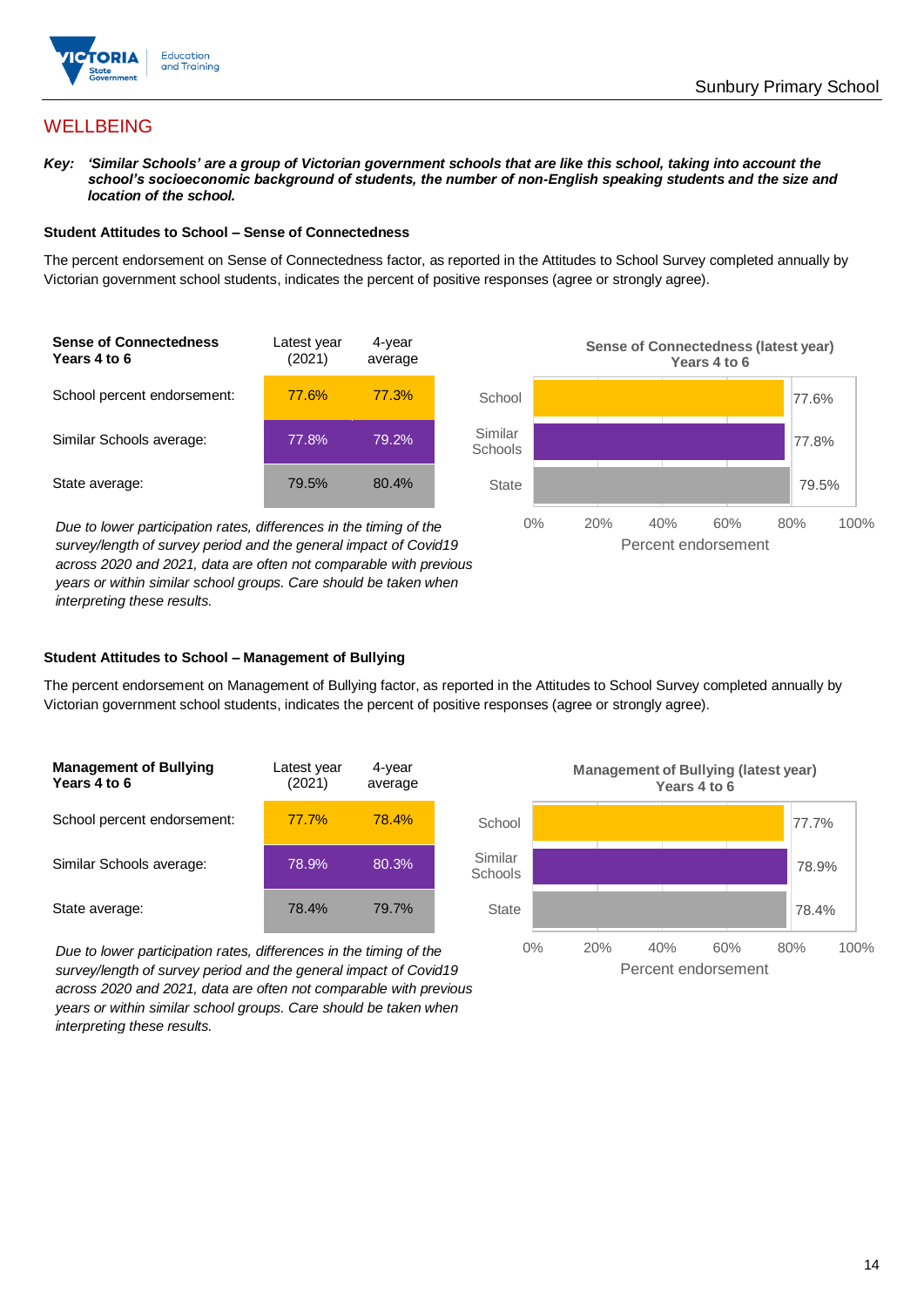## WELLBEING

***Key:** 'Similar Schools' are a group of Victorian government schools that are like this school, taking into account the school's socioeconomic background of students, the number of non-English speaking students and the size and location of the school.*

### Student Attitudes to School – Sense of Connectedness

The percent endorsement on Sense of Connectedness factor, as reported in the Attitudes to School Survey completed annually by Victorian government school students, indicates the percent of positive responses (agree or strongly agree).

| Sense of Connectedness Years 4 to 6 | Latest year (2021) | 4-year average |
|---|---|---|
| School percent endorsement: | 77.6% | 77.3% |
| Similar Schools average: | 77.8% | 79.2% |
| State average: | 79.5% | 80.4% |

*Due to lower participation rates, differences in the timing of the survey/length of survey period and the general impact of Covid19 across 2020 and 2021, data are often not comparable with previous years or within similar school groups. Care should be taken when interpreting these results.*

**Sense of Connectedness (latest year) Years 4 to 6**

| | Percent endorsement |
|---|---|
| School | 77.6% |
| Similar Schools | 77.8% |
| State | 79.5% |

### Student Attitudes to School – Management of Bullying

The percent endorsement on Management of Bullying factor, as reported in the Attitudes to School Survey completed annually by Victorian government school students, indicates the percent of positive responses (agree or strongly agree).

| Management of Bullying Years 4 to 6 | Latest year (2021) | 4-year average |
|---|---|---|
| School percent endorsement: | 77.7% | 78.4% |
| Similar Schools average: | 78.9% | 80.3% |
| State average: | 78.4% | 79.7% |

*Due to lower participation rates, differences in the timing of the survey/length of survey period and the general impact of Covid19 across 2020 and 2021, data are often not comparable with previous years or within similar school groups. Care should be taken when interpreting these results.*

**Management of Bullying (latest year) Years 4 to 6**

| | Percent endorsement |
|---|---|
| School | 77.7% |
| Similar Schools | 78.9% |
| State | 78.4% |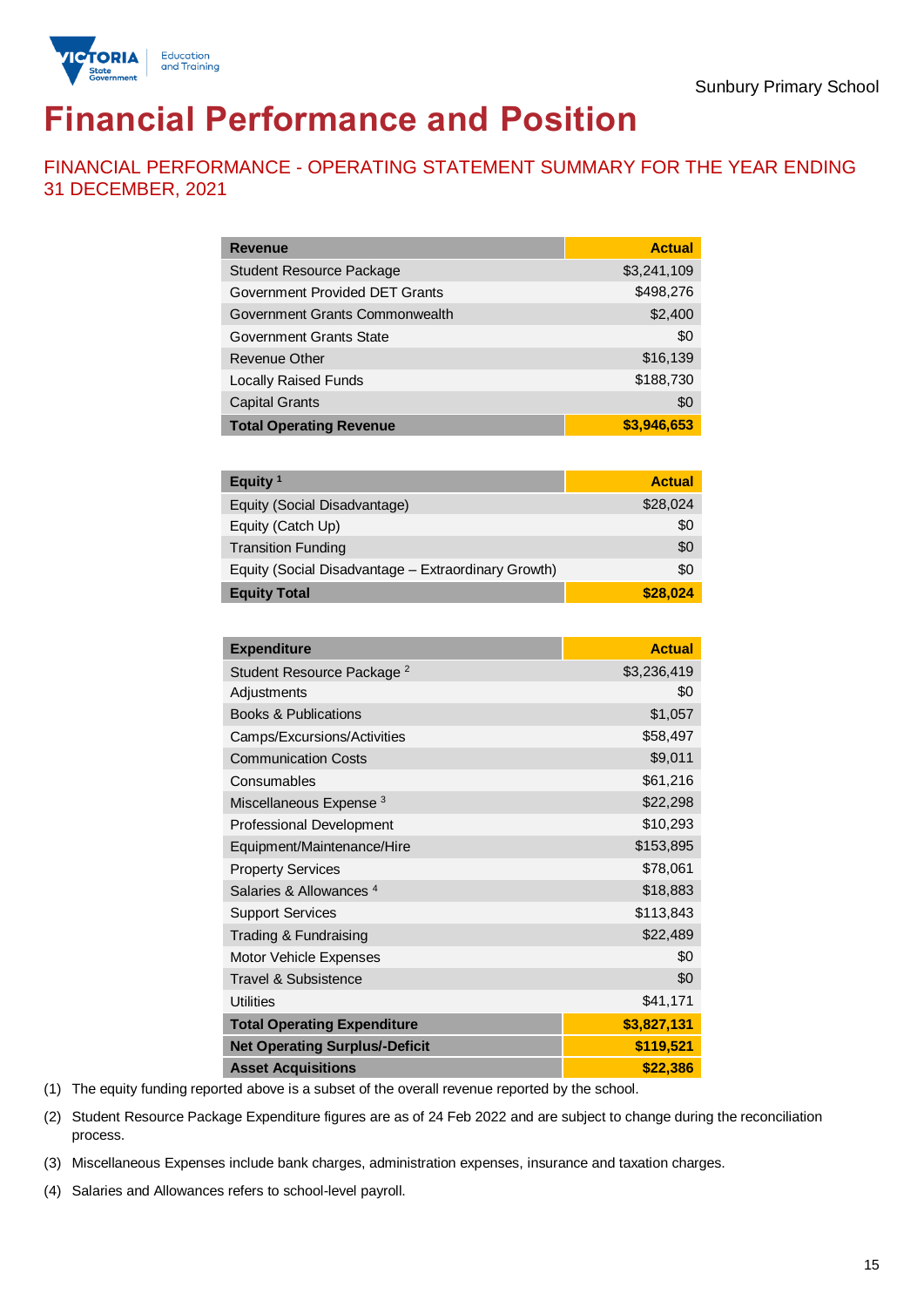Sunbury Primary School

# Financial Performance and Position

## FINANCIAL PERFORMANCE - OPERATING STATEMENT SUMMARY FOR THE YEAR ENDING 31 DECEMBER, 2021

| Revenue | Actual |
|---|---|
| Student Resource Package | $3,241,109 |
| Government Provided DET Grants | $498,276 |
| Government Grants Commonwealth | $2,400 |
| Government Grants State | $0 |
| Revenue Other | $16,139 |
| Locally Raised Funds | $188,730 |
| Capital Grants | $0 |
| **Total Operating Revenue** | **$3,946,653** |

| Equity [1] | Actual |
|---|---|
| Equity (Social Disadvantage) | $28,024 |
| Equity (Catch Up) | $0 |
| Transition Funding | $0 |
| Equity (Social Disadvantage – Extraordinary Growth) | $0 |
| **Equity Total** | **$28,024** |

| Expenditure | Actual |
|---|---|
| Student Resource Package [2] | $3,236,419 |
| Adjustments | $0 |
| Books & Publications | $1,057 |
| Camps/Excursions/Activities | $58,497 |
| Communication Costs | $9,011 |
| Consumables | $61,216 |
| Miscellaneous Expense [3] | $22,298 |
| Professional Development | $10,293 |
| Equipment/Maintenance/Hire | $153,895 |
| Property Services | $78,061 |
| Salaries & Allowances [4] | $18,883 |
| Support Services | $113,843 |
| Trading & Fundraising | $22,489 |
| Motor Vehicle Expenses | $0 |
| Travel & Subsistence | $0 |
| Utilities | $41,171 |
| **Total Operating Expenditure** | **$3,827,131** |
| **Net Operating Surplus/-Deficit** | **$119,521** |
| **Asset Acquisitions** | **$22,386** |

(1) The equity funding reported above is a subset of the overall revenue reported by the school.

(2) Student Resource Package Expenditure figures are as of 24 Feb 2022 and are subject to change during the reconciliation process.

(3) Miscellaneous Expenses include bank charges, administration expenses, insurance and taxation charges.

(4) Salaries and Allowances refers to school-level payroll.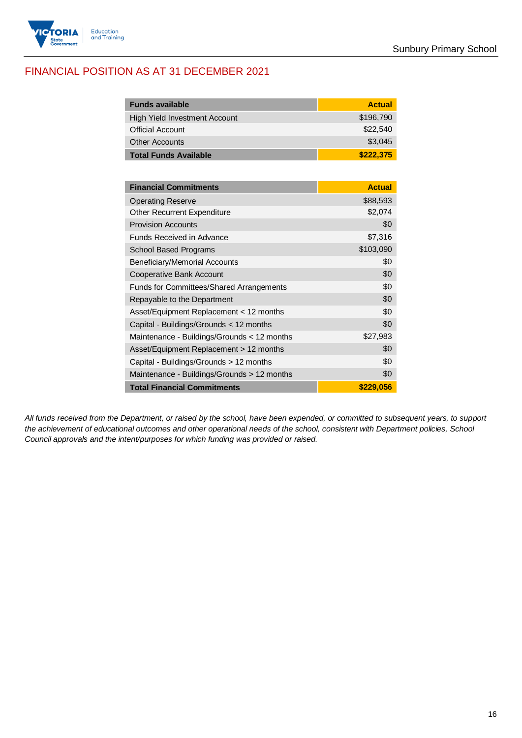# FINANCIAL POSITION AS AT 31 DECEMBER 2021

| Funds available | Actual |
|---|---|
| High Yield Investment Account | $196,790 |
| Official Account | $22,540 |
| Other Accounts | $3,045 |
| **Total Funds Available** | **$222,375** |

| Financial Commitments | Actual |
|---|---|
| Operating Reserve | $88,593 |
| Other Recurrent Expenditure | $2,074 |
| Provision Accounts | $0 |
| Funds Received in Advance | $7,316 |
| School Based Programs | $103,090 |
| Beneficiary/Memorial Accounts | $0 |
| Cooperative Bank Account | $0 |
| Funds for Committees/Shared Arrangements | $0 |
| Repayable to the Department | $0 |
| Asset/Equipment Replacement < 12 months | $0 |
| Capital - Buildings/Grounds < 12 months | $0 |
| Maintenance - Buildings/Grounds < 12 months | $27,983 |
| Asset/Equipment Replacement > 12 months | $0 |
| Capital - Buildings/Grounds > 12 months | $0 |
| Maintenance - Buildings/Grounds > 12 months | $0 |
| **Total Financial Commitments** | **$229,056** |

*All funds received from the Department, or raised by the school, have been expended, or committed to subsequent years, to support the achievement of educational outcomes and other operational needs of the school, consistent with Department policies, School Council approvals and the intent/purposes for which funding was provided or raised.*